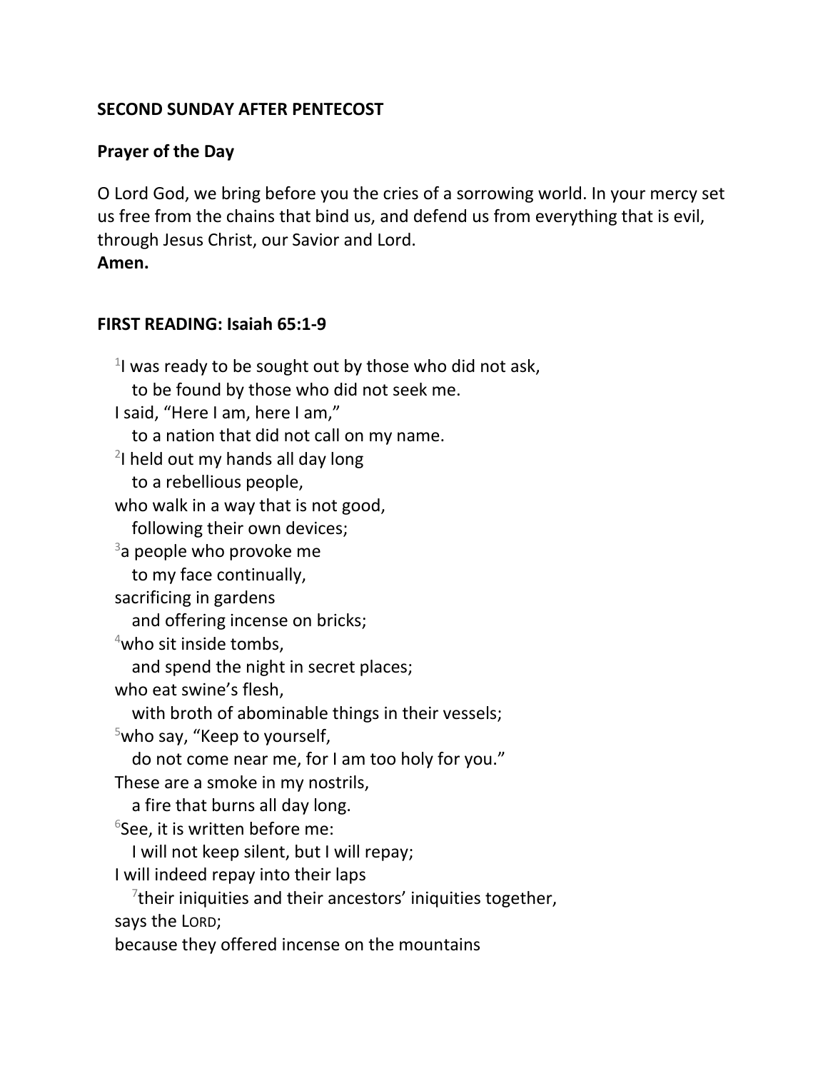## SECOND SUNDAY AFTER PENTECOST

### Prayer of the Day

O Lord God, we bring before you the cries of a sorrowing world. In your mercy set us free from the chains that bind us, and defend us from everything that is evil, through Jesus Christ, our Savior and Lord.
**Amen.**

### FIRST READING: Isaiah 65:1-9

[1]I was ready to be sought out by those who did not ask,
  to be found by those who did not seek me.
I said, "Here I am, here I am,"
  to a nation that did not call on my name.
[2]I held out my hands all day long
  to a rebellious people,
who walk in a way that is not good,
  following their own devices;
[3]a people who provoke me
  to my face continually,
sacrificing in gardens
  and offering incense on bricks;
[4]who sit inside tombs,
  and spend the night in secret places;
who eat swine's flesh,
  with broth of abominable things in their vessels;
[5]who say, "Keep to yourself,
  do not come near me, for I am too holy for you."
These are a smoke in my nostrils,
  a fire that burns all day long.
[6]See, it is written before me:
  I will not keep silent, but I will repay;
I will indeed repay into their laps
  [7]their iniquities and their ancestors' iniquities together,
says the LORD;
because they offered incense on the mountains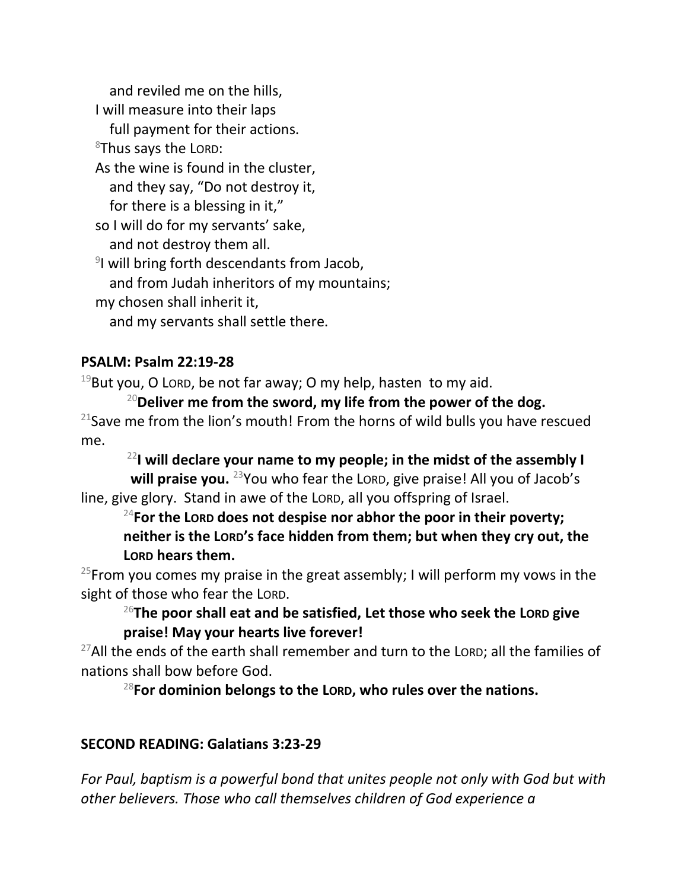and reviled me on the hills,  
I will measure into their laps  
full payment for their actions.  
[8]Thus says the LORD:  
As the wine is found in the cluster,  
and they say, "Do not destroy it,  
for there is a blessing in it,"  
so I will do for my servants' sake,  
and not destroy them all.  
[9]I will bring forth descendants from Jacob,  
and from Judah inheritors of my mountains;  
my chosen shall inherit it,  
and my servants shall settle there.

**PSALM: Psalm 22:19-28**

[19]But you, O LORD, be not far away; O my help, hasten to my aid.

**[20]Deliver me from the sword, my life from the power of the dog.**

[21]Save me from the lion's mouth! From the horns of wild bulls you have rescued me.

**[22]I will declare your name to my people; in the midst of the assembly I will praise you.** [23]You who fear the LORD, give praise! All you of Jacob's line, give glory. Stand in awe of the LORD, all you offspring of Israel.

**[24]For the LORD does not despise nor abhor the poor in their poverty; neither is the LORD's face hidden from them; but when they cry out, the LORD hears them.**

[25]From you comes my praise in the great assembly; I will perform my vows in the sight of those who fear the LORD.

**[26]The poor shall eat and be satisfied, Let those who seek the LORD give praise! May your hearts live forever!**

[27]All the ends of the earth shall remember and turn to the LORD; all the families of nations shall bow before God.

**[28]For dominion belongs to the LORD, who rules over the nations.**

**SECOND READING: Galatians 3:23-29**

*For Paul, baptism is a powerful bond that unites people not only with God but with other believers. Those who call themselves children of God experience a*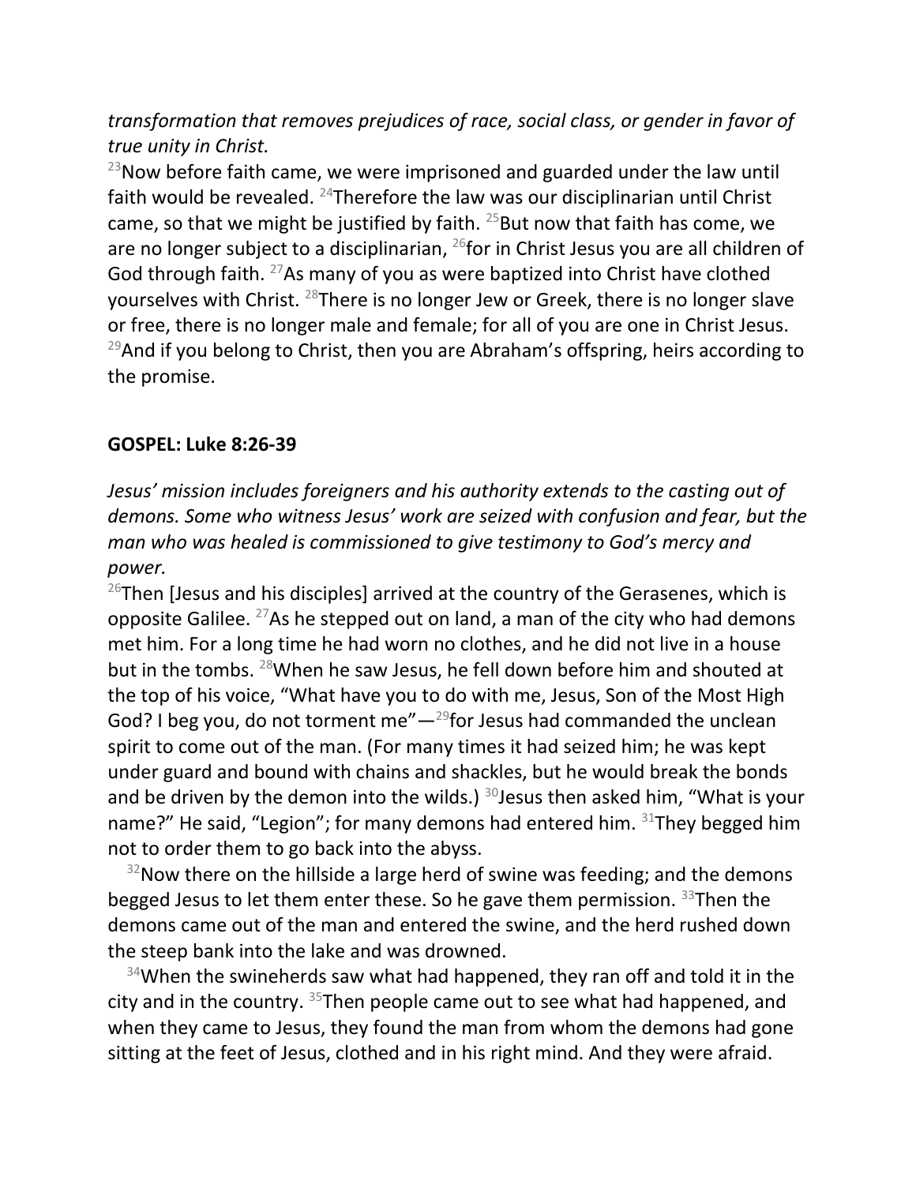*transformation that removes prejudices of race, social class, or gender in favor of true unity in Christ.*

[23]Now before faith came, we were imprisoned and guarded under the law until faith would be revealed. [24]Therefore the law was our disciplinarian until Christ came, so that we might be justified by faith. [25]But now that faith has come, we are no longer subject to a disciplinarian, [26]for in Christ Jesus you are all children of God through faith. [27]As many of you as were baptized into Christ have clothed yourselves with Christ. [28]There is no longer Jew or Greek, there is no longer slave or free, there is no longer male and female; for all of you are one in Christ Jesus. [29]And if you belong to Christ, then you are Abraham's offspring, heirs according to the promise.

**GOSPEL: Luke 8:26-39**

*Jesus' mission includes foreigners and his authority extends to the casting out of demons. Some who witness Jesus' work are seized with confusion and fear, but the man who was healed is commissioned to give testimony to God's mercy and power.*

[26]Then [Jesus and his disciples] arrived at the country of the Gerasenes, which is opposite Galilee. [27]As he stepped out on land, a man of the city who had demons met him. For a long time he had worn no clothes, and he did not live in a house but in the tombs. [28]When he saw Jesus, he fell down before him and shouted at the top of his voice, "What have you to do with me, Jesus, Son of the Most High God? I beg you, do not torment me"—[29]for Jesus had commanded the unclean spirit to come out of the man. (For many times it had seized him; he was kept under guard and bound with chains and shackles, but he would break the bonds and be driven by the demon into the wilds.) [30]Jesus then asked him, "What is your name?" He said, "Legion"; for many demons had entered him. [31]They begged him not to order them to go back into the abyss.

[32]Now there on the hillside a large herd of swine was feeding; and the demons begged Jesus to let them enter these. So he gave them permission. [33]Then the demons came out of the man and entered the swine, and the herd rushed down the steep bank into the lake and was drowned.

[34]When the swineherds saw what had happened, they ran off and told it in the city and in the country. [35]Then people came out to see what had happened, and when they came to Jesus, they found the man from whom the demons had gone sitting at the feet of Jesus, clothed and in his right mind. And they were afraid.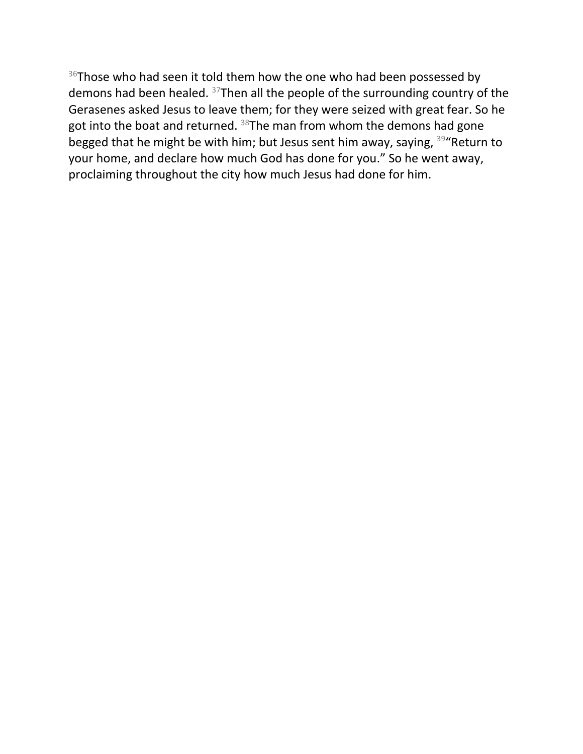[36]Those who had seen it told them how the one who had been possessed by demons had been healed. [37]Then all the people of the surrounding country of the Gerasenes asked Jesus to leave them; for they were seized with great fear. So he got into the boat and returned. [38]The man from whom the demons had gone begged that he might be with him; but Jesus sent him away, saying, [39]"Return to your home, and declare how much God has done for you." So he went away, proclaiming throughout the city how much Jesus had done for him.